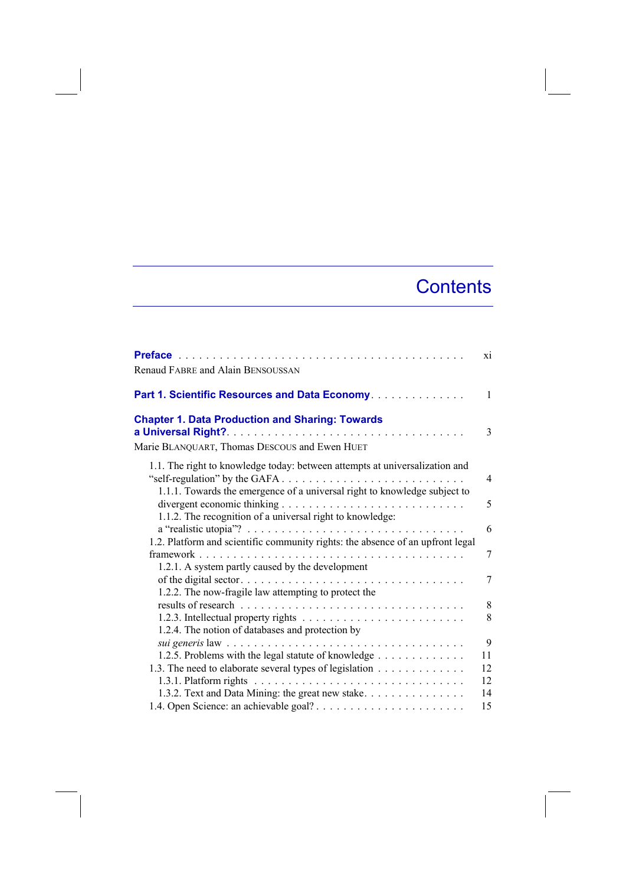# Contents

**Preface** . . . . . . . . . . . . . . . . . . . . . . . . . . . . . . . . . . . . . . . . . . xi
Renaud FABRE and Alain BENSOUSSAN

**Part 1. Scientific Resources and Data Economy** . . . . . . . . . . . . . . 1

**Chapter 1. Data Production and Sharing: Towards a Universal Right?** . . . . . . . . . . . . . . . . . . . . . . . . . . . . . . . . . . 3
Marie BLANQUART, Thomas DESCOUS and Ewen HUET

1.1. The right to knowledge today: between attempts at universalization and "self-regulation" by the GAFA . . . . . . . . . . . . . . . . . . . . . . . . . . 4
  1.1.1. Towards the emergence of a universal right to knowledge subject to divergent economic thinking . . . . . . . . . . . . . . . . . . . . . . . . . . 5
  1.1.2. The recognition of a universal right to knowledge: a "realistic utopia"? . . . . . . . . . . . . . . . . . . . . . . . . . . . . . . . . 6
1.2. Platform and scientific community rights: the absence of an upfront legal framework . . . . . . . . . . . . . . . . . . . . . . . . . . . . . . . . . . . . . . . 7
  1.2.1. A system partly caused by the development of the digital sector . . . . . . . . . . . . . . . . . . . . . . . . . . . . . . . . . 7
  1.2.2. The now-fragile law attempting to protect the results of research . . . . . . . . . . . . . . . . . . . . . . . . . . . . . . . . . 8
  1.2.3. Intellectual property rights . . . . . . . . . . . . . . . . . . . . . . . . . 8
  1.2.4. The notion of databases and protection by *sui generis* law . . . . . . . . . . . . . . . . . . . . . . . . . . . . . . . . . . . 9
  1.2.5. Problems with the legal statute of knowledge . . . . . . . . . . . . . 11
1.3. The need to elaborate several types of legislation . . . . . . . . . . . . . 12
  1.3.1. Platform rights . . . . . . . . . . . . . . . . . . . . . . . . . . . . . . . 12
  1.3.2. Text and Data Mining: the great new stake. . . . . . . . . . . . . . . 14
1.4. Open Science: an achievable goal? . . . . . . . . . . . . . . . . . . . . . . . 15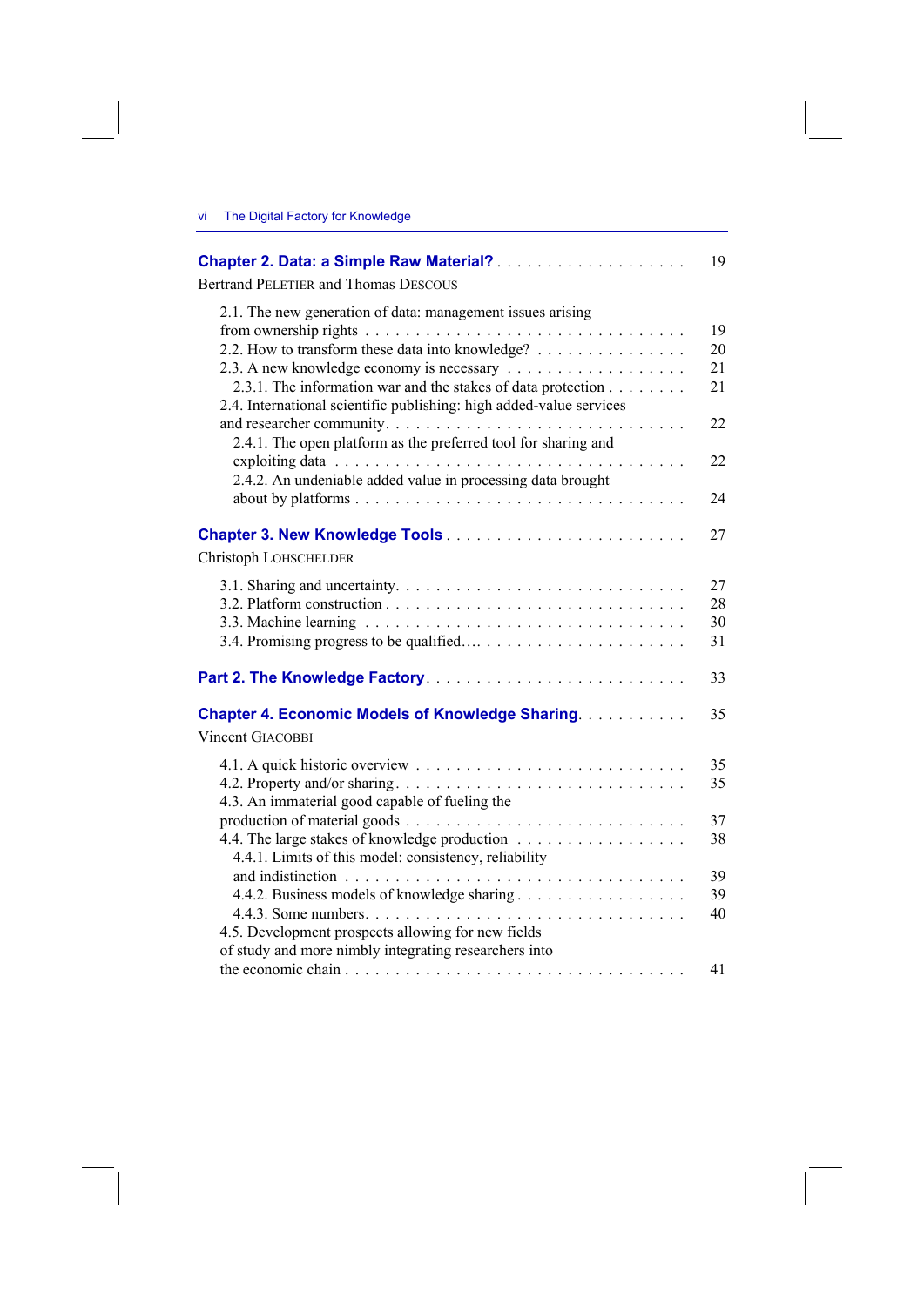**Chapter 2. Data: a Simple Raw Material?** . . . . . . . . . . . . . . . . . . . 19

Bertrand PELETIER and Thomas DESCOUS

2.1. The new generation of data: management issues arising from ownership rights . . . . . . . . . . . . . . . . . . . . . . . . . . . . . 19
2.2. How to transform these data into knowledge? . . . . . . . . . . . . . . . 20
2.3. A new knowledge economy is necessary . . . . . . . . . . . . . . . . . 21
  2.3.1. The information war and the stakes of data protection . . . . . . . . 21
2.4. International scientific publishing: high added-value services and researcher community. . . . . . . . . . . . . . . . . . . . . . . . . . . . 22
  2.4.1. The open platform as the preferred tool for sharing and exploiting data . . . . . . . . . . . . . . . . . . . . . . . . . . . . . . . 22
  2.4.2. An undeniable added value in processing data brought about by platforms . . . . . . . . . . . . . . . . . . . . . . . . . . . . . 24

**Chapter 3. New Knowledge Tools** . . . . . . . . . . . . . . . . . . . . . . . 27

Christoph LOHSCHELDER

3.1. Sharing and uncertainty. . . . . . . . . . . . . . . . . . . . . . . . . . . 27
3.2. Platform construction . . . . . . . . . . . . . . . . . . . . . . . . . . . 28
3.3. Machine learning . . . . . . . . . . . . . . . . . . . . . . . . . . . . . 30
3.4. Promising progress to be qualified.... . . . . . . . . . . . . . . . . . . . 31

**Part 2. The Knowledge Factory**. . . . . . . . . . . . . . . . . . . . . . . . . 33

**Chapter 4. Economic Models of Knowledge Sharing**. . . . . . . . . . . 35

Vincent GIACOBBI

4.1. A quick historic overview . . . . . . . . . . . . . . . . . . . . . . . . . 35
4.2. Property and/or sharing . . . . . . . . . . . . . . . . . . . . . . . . . . 35
4.3. An immaterial good capable of fueling the production of material goods . . . . . . . . . . . . . . . . . . . . . . . . . 37
4.4. The large stakes of knowledge production . . . . . . . . . . . . . . . . 38
  4.4.1. Limits of this model: consistency, reliability and indistinction . . . . . . . . . . . . . . . . . . . . . . . . . . . . . . . 39
  4.4.2. Business models of knowledge sharing . . . . . . . . . . . . . . . . 39
  4.4.3. Some numbers. . . . . . . . . . . . . . . . . . . . . . . . . . . . . 40
4.5. Development prospects allowing for new fields of study and more nimbly integrating researchers into the economic chain . . . . . . . . . . . . . . . . . . . . . . . . . . . . . . . 41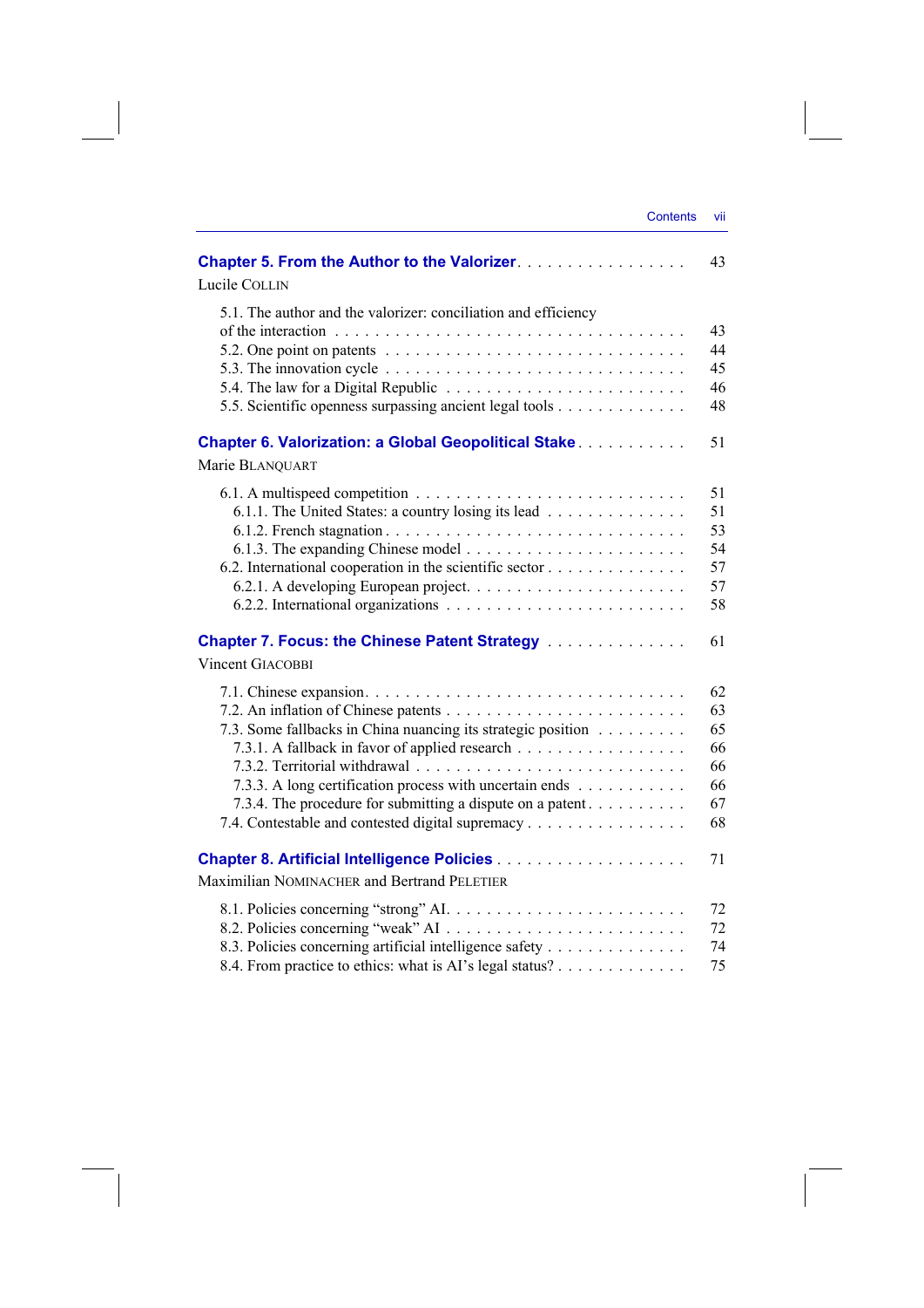**Chapter 5. From the Author to the Valorizer** . . . . . . . . . . . . . . . . . 43

Lucile COLLIN

5.1. The author and the valorizer: conciliation and efficiency of the interaction . . . . . . . . . . . . . . . . . . . . . . . . . . . . . . . . . 43
5.2. One point on patents . . . . . . . . . . . . . . . . . . . . . . . . . . . 44
5.3. The innovation cycle . . . . . . . . . . . . . . . . . . . . . . . . . . . 45
5.4. The law for a Digital Republic . . . . . . . . . . . . . . . . . . . . . . 46
5.5. Scientific openness surpassing ancient legal tools . . . . . . . . . . . . . 48

**Chapter 6. Valorization: a Global Geopolitical Stake** . . . . . . . . . . . 51

Marie BLANQUART

6.1. A multispeed competition . . . . . . . . . . . . . . . . . . . . . . . . . 51
6.1.1. The United States: a country losing its lead . . . . . . . . . . . . . . 51
6.1.2. French stagnation . . . . . . . . . . . . . . . . . . . . . . . . . . . 53
6.1.3. The expanding Chinese model . . . . . . . . . . . . . . . . . . . . . 54
6.2. International cooperation in the scientific sector . . . . . . . . . . . . . 57
6.2.1. A developing European project. . . . . . . . . . . . . . . . . . . . . 57
6.2.2. International organizations . . . . . . . . . . . . . . . . . . . . . . 58

**Chapter 7. Focus: the Chinese Patent Strategy** . . . . . . . . . . . . . . 61

Vincent GIACOBBI

7.1. Chinese expansion. . . . . . . . . . . . . . . . . . . . . . . . . . . . . 62
7.2. An inflation of Chinese patents . . . . . . . . . . . . . . . . . . . . . . 63
7.3. Some fallbacks in China nuancing its strategic position . . . . . . . . . 65
7.3.1. A fallback in favor of applied research . . . . . . . . . . . . . . . . 66
7.3.2. Territorial withdrawal . . . . . . . . . . . . . . . . . . . . . . . . . 66
7.3.3. A long certification process with uncertain ends . . . . . . . . . . . 66
7.3.4. The procedure for submitting a dispute on a patent . . . . . . . . . . 67
7.4. Contestable and contested digital supremacy . . . . . . . . . . . . . . . 68

**Chapter 8. Artificial Intelligence Policies** . . . . . . . . . . . . . . . . . . 71

Maximilian NOMINACHER and Bertrand PELETIER

8.1. Policies concerning “strong” AI. . . . . . . . . . . . . . . . . . . . . . . 72
8.2. Policies concerning “weak” AI . . . . . . . . . . . . . . . . . . . . . . . 72
8.3. Policies concerning artificial intelligence safety . . . . . . . . . . . . . . 74
8.4. From practice to ethics: what is AI’s legal status? . . . . . . . . . . . . . 75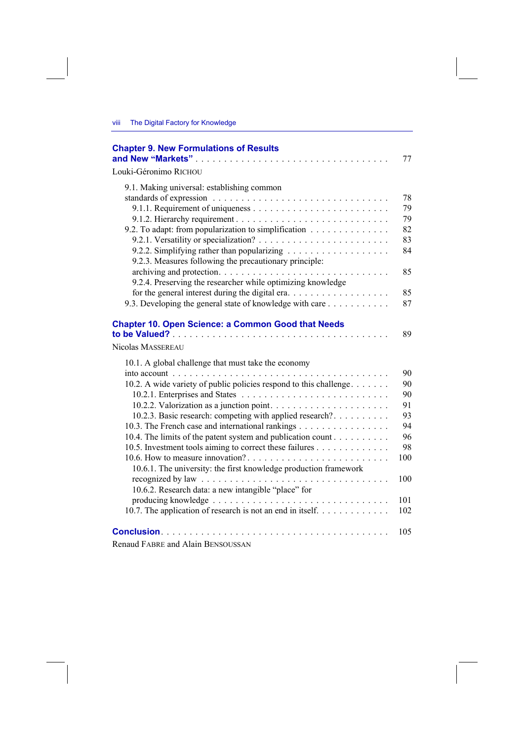**Chapter 9. New Formulations of Results and New "Markets"** . . . . . . . . . . . . . . . . . . . . . . . . . . . . . . . . . 77

Louki-Géronimo RICHOU

9.1. Making universal: establishing common standards of expression . . . . . . . . . . . . . . . . . . . . . . . . . . . . . . 78
9.1.1. Requirement of uniqueness . . . . . . . . . . . . . . . . . . . . . . . . 79
9.1.2. Hierarchy requirement . . . . . . . . . . . . . . . . . . . . . . . . . . 79
9.2. To adapt: from popularization to simplification . . . . . . . . . . . . . 82
9.2.1. Versatility or specialization? . . . . . . . . . . . . . . . . . . . . . . 83
9.2.2. Simplifying rather than popularizing . . . . . . . . . . . . . . . . . 84
9.2.3. Measures following the precautionary principle: archiving and protection. . . . . . . . . . . . . . . . . . . . . . . . . . . . 85
9.2.4. Preserving the researcher while optimizing knowledge for the general interest during the digital era. . . . . . . . . . . . . . . . . 85
9.3. Developing the general state of knowledge with care . . . . . . . . . . 87

**Chapter 10. Open Science: a Common Good that Needs to be Valued?** . . . . . . . . . . . . . . . . . . . . . . . . . . . . . . . . . . . . 89

Nicolas MASSEREAU

10.1. A global challenge that must take the economy into account . . . . . . . . . . . . . . . . . . . . . . . . . . . . . . . . . . . 90
10.2. A wide variety of public policies respond to this challenge. . . . . . . 90
10.2.1. Enterprises and States . . . . . . . . . . . . . . . . . . . . . . . . . . 90
10.2.2. Valorization as a junction point. . . . . . . . . . . . . . . . . . . . . 91
10.2.3. Basic research: competing with applied research?. . . . . . . . . . . 93
10.3. The French case and international rankings . . . . . . . . . . . . . . . 94
10.4. The limits of the patent system and publication count . . . . . . . . . 96
10.5. Investment tools aiming to correct these failures . . . . . . . . . . . . . 98
10.6. How to measure innovation? . . . . . . . . . . . . . . . . . . . . . . . . . 100
10.6.1. The university: the first knowledge production framework recognized by law . . . . . . . . . . . . . . . . . . . . . . . . . . . . . . . . 100
10.6.2. Research data: a new intangible "place" for producing knowledge . . . . . . . . . . . . . . . . . . . . . . . . . . . . . . . 101
10.7. The application of research is not an end in itself. . . . . . . . . . . . . 102

**Conclusion**. . . . . . . . . . . . . . . . . . . . . . . . . . . . . . . . . . . . . . . 105

Renaud FABRE and Alain BENSOUSSAN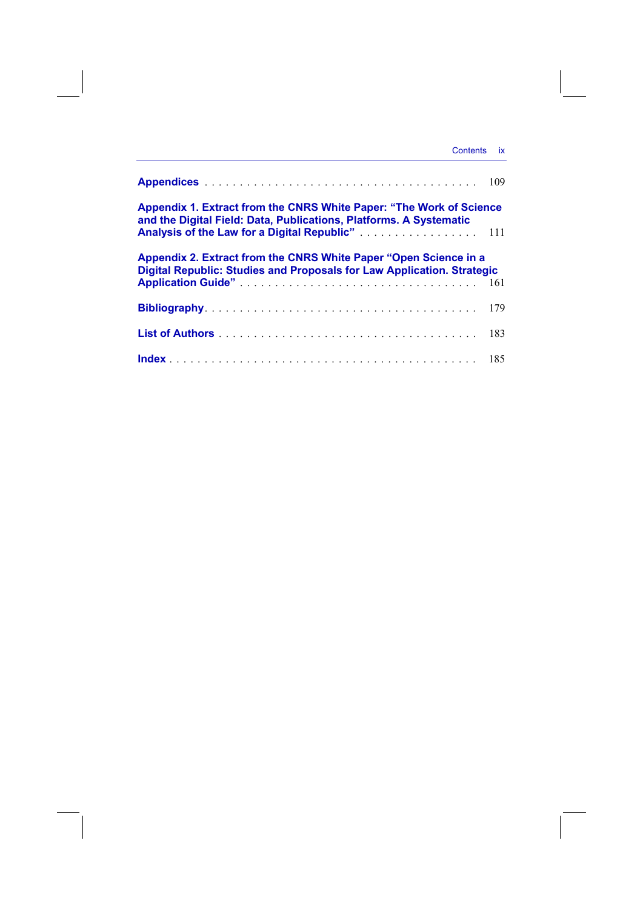Appendices ........................................ 109

Appendix 1. Extract from the CNRS White Paper: "The Work of Science and the Digital Field: Data, Publications, Platforms. A Systematic Analysis of the Law for a Digital Republic" ........................ 111

Appendix 2. Extract from the CNRS White Paper "Open Science in a Digital Republic: Studies and Proposals for Law Application. Strategic Application Guide" ........................................ 161

Bibliography ........................................ 179

List of Authors ........................................ 183

Index ........................................ 185